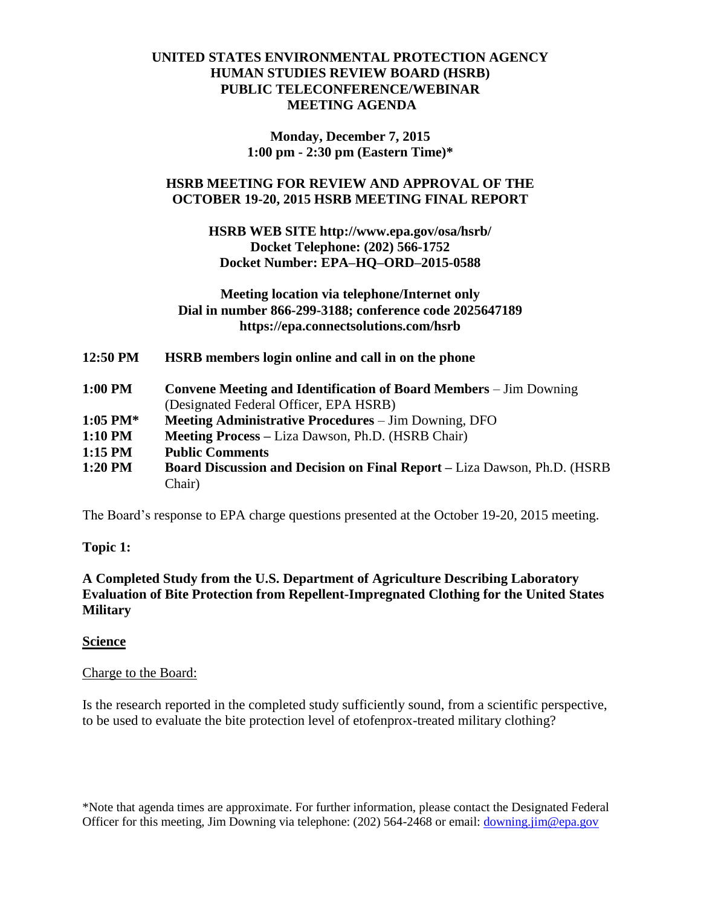# UNITED STATES ENVIRONMENTAL PROTECTION AGENCY
# HUMAN STUDIES REVIEW BOARD (HSRB)
# PUBLIC TELECONFERENCE/WEBINAR
# MEETING AGENDA

**Monday, December 7, 2015**
**1:00 pm - 2:30 pm (Eastern Time)***

## HSRB MEETING FOR REVIEW AND APPROVAL OF THE OCTOBER 19-20, 2015 HSRB MEETING FINAL REPORT

**HSRB WEB SITE http://www.epa.gov/osa/hsrb/**
**Docket Telephone: (202) 566-1752**
**Docket Number: EPA–HQ–ORD–2015-0588**

**Meeting location via telephone/Internet only**
**Dial in number 866-299-3188; conference code 2025647189**
**https://epa.connectsolutions.com/hsrb**

**12:50 PM** **HSRB members login online and call in on the phone**

**1:00 PM** **Convene Meeting and Identification of Board Members** – Jim Downing (Designated Federal Officer, EPA HSRB)
**1:05 PM*** **Meeting Administrative Procedures** – Jim Downing, DFO
**1:10 PM** **Meeting Process –** Liza Dawson, Ph.D. (HSRB Chair)
**1:15 PM** **Public Comments**
**1:20 PM** **Board Discussion and Decision on Final Report –** Liza Dawson, Ph.D. (HSRB Chair)

The Board's response to EPA charge questions presented at the October 19-20, 2015 meeting.

**Topic 1:**

**A Completed Study from the U.S. Department of Agriculture Describing Laboratory Evaluation of Bite Protection from Repellent-Impregnated Clothing for the United States Military**

**Science**

Charge to the Board:

Is the research reported in the completed study sufficiently sound, from a scientific perspective, to be used to evaluate the bite protection level of etofenprox-treated military clothing?

*Note that agenda times are approximate. For further information, please contact the Designated Federal Officer for this meeting, Jim Downing via telephone: (202) 564-2468 or email: downing.jim@epa.gov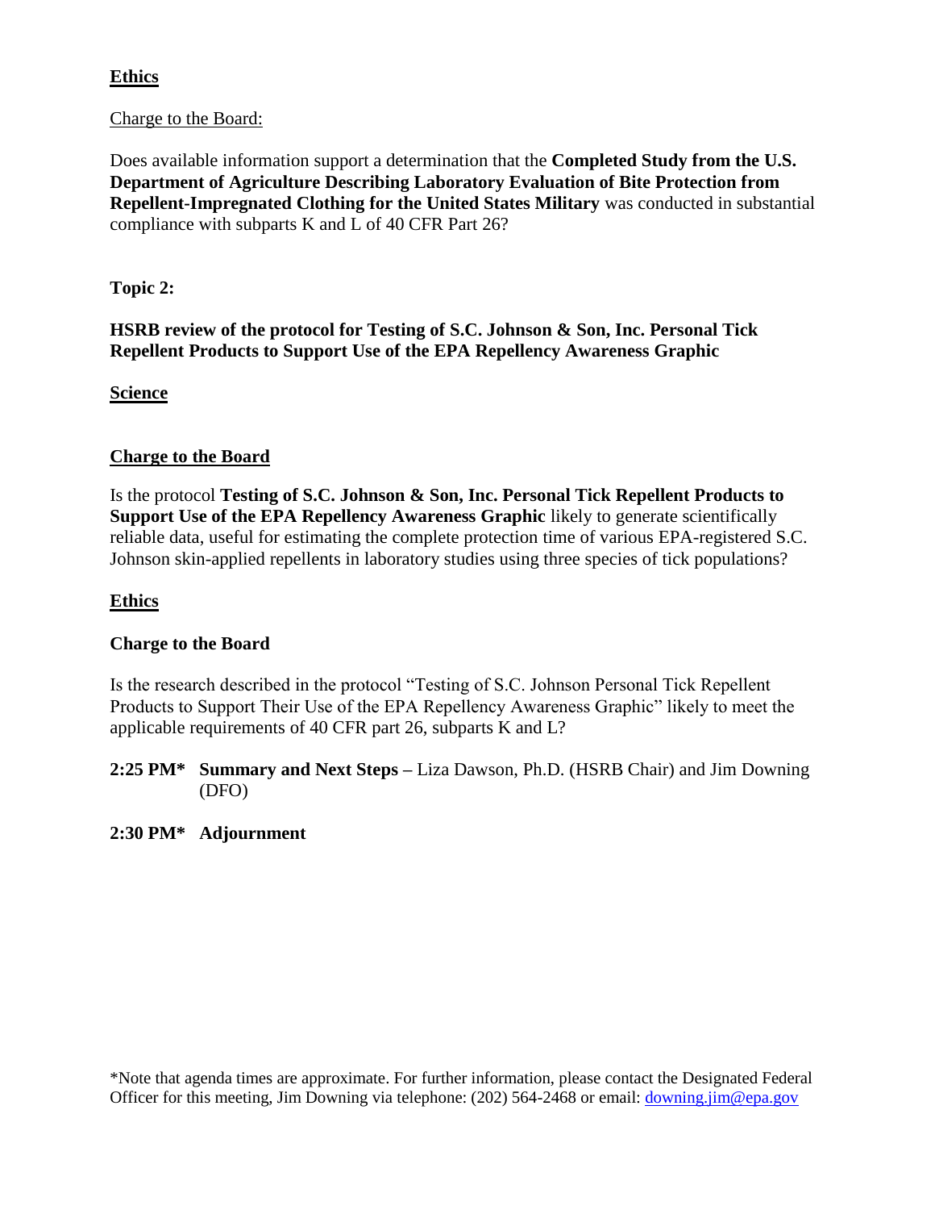**Ethics**

Charge to the Board:

Does available information support a determination that the **Completed Study from the U.S. Department of Agriculture Describing Laboratory Evaluation of Bite Protection from Repellent-Impregnated Clothing for the United States Military** was conducted in substantial compliance with subparts K and L of 40 CFR Part 26?

**Topic 2:**

**HSRB review of the protocol for Testing of S.C. Johnson & Son, Inc. Personal Tick Repellent Products to Support Use of the EPA Repellency Awareness Graphic**

**Science**

**Charge to the Board**

Is the protocol **Testing of S.C. Johnson & Son, Inc. Personal Tick Repellent Products to Support Use of the EPA Repellency Awareness Graphic** likely to generate scientifically reliable data, useful for estimating the complete protection time of various EPA-registered S.C. Johnson skin-applied repellents in laboratory studies using three species of tick populations?

**Ethics**

**Charge to the Board**

Is the research described in the protocol "Testing of S.C. Johnson Personal Tick Repellent Products to Support Their Use of the EPA Repellency Awareness Graphic" likely to meet the applicable requirements of 40 CFR part 26, subparts K and L?

**2:25 PM\*** **Summary and Next Steps –** Liza Dawson, Ph.D. (HSRB Chair) and Jim Downing (DFO)

**2:30 PM\*** **Adjournment**

\*Note that agenda times are approximate. For further information, please contact the Designated Federal Officer for this meeting, Jim Downing via telephone: (202) 564-2468 or email: downing.jim@epa.gov